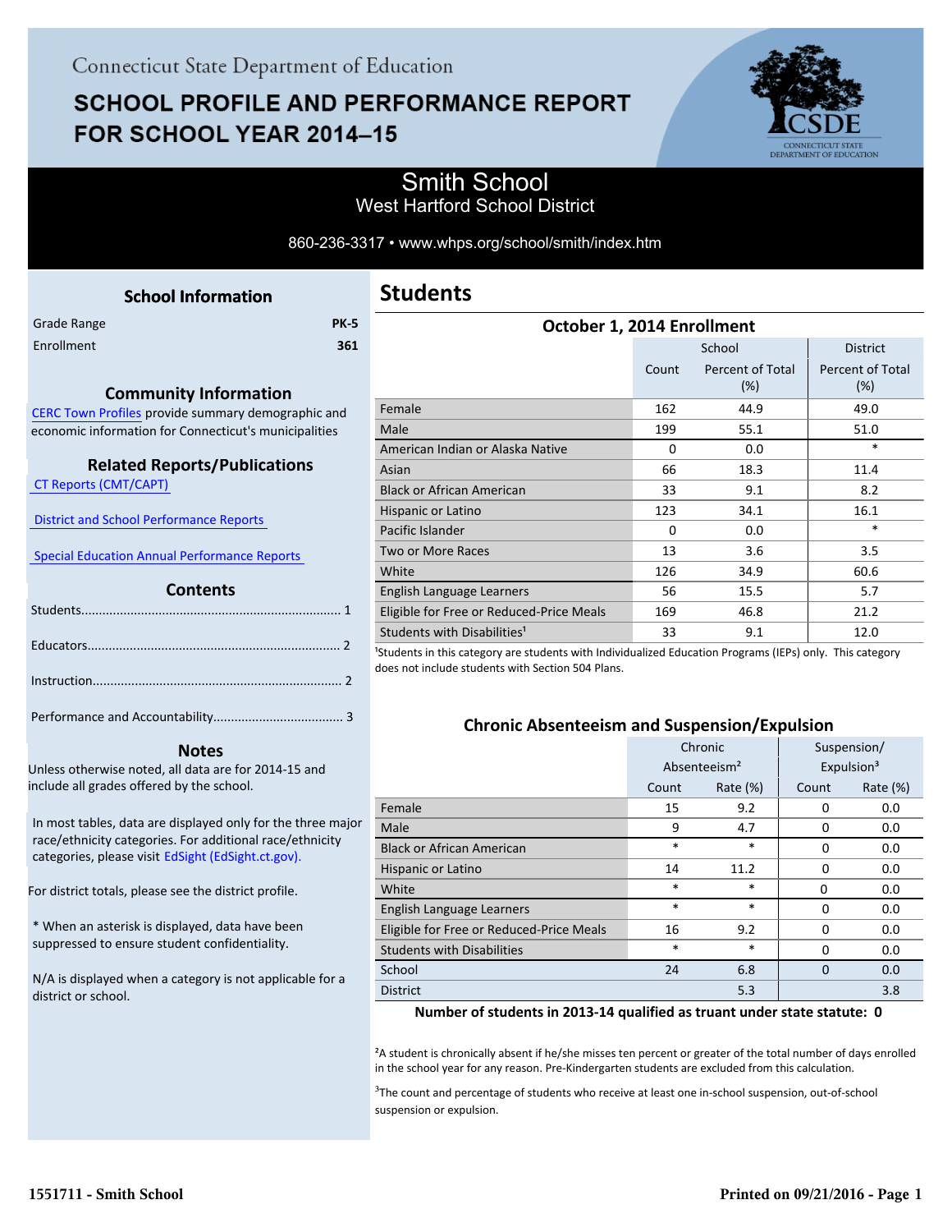Connecticut State Department of Education

# SCHOOL PROFILE AND PERFORMANCE REPORT FOR SCHOOL YEAR 2014–15

## Smith School
West Hartford School District

860-236-3317 • www.whps.org/school/smith/index.htm

### School Information

| | |
|---|---|
| Grade Range | PK-5 |
| Enrollment | 361 |

### Community Information

CERC Town Profiles provide summary demographic and economic information for Connecticut's municipalities

### Related Reports/Publications

CT Reports (CMT/CAPT)

District and School Performance Reports

Special Education Annual Performance Reports

### Contents

Students........................................................................ 1

Educators...................................................................... 2

Instruction..................................................................... 2

Performance and Accountability.................................... 3

### Notes

Unless otherwise noted, all data are for 2014-15 and include all grades offered by the school.

In most tables, data are displayed only for the three major race/ethnicity categories. For additional race/ethnicity categories, please visit EdSight (EdSight.ct.gov).

For district totals, please see the district profile.

* When an asterisk is displayed, data have been suppressed to ensure student confidentiality.

N/A is displayed when a category is not applicable for a district or school.

## Students

### October 1, 2014 Enrollment

| | School | | District |
|---|---|---|---|
| | Count | Percent of Total (%) | Percent of Total (%) |
| Female | 162 | 44.9 | 49.0 |
| Male | 199 | 55.1 | 51.0 |
| American Indian or Alaska Native | 0 | 0.0 | * |
| Asian | 66 | 18.3 | 11.4 |
| Black or African American | 33 | 9.1 | 8.2 |
| Hispanic or Latino | 123 | 34.1 | 16.1 |
| Pacific Islander | 0 | 0.0 | * |
| Two or More Races | 13 | 3.6 | 3.5 |
| White | 126 | 34.9 | 60.6 |
| English Language Learners | 56 | 15.5 | 5.7 |
| Eligible for Free or Reduced-Price Meals | 169 | 46.8 | 21.2 |
| Students with Disabilities[1] | 33 | 9.1 | 12.0 |

[1]Students in this category are students with Individualized Education Programs (IEPs) only. This category does not include students with Section 504 Plans.

### Chronic Absenteeism and Suspension/Expulsion

| | Chronic Absenteeism[2] | | Suspension/ Expulsion[3] | |
|---|---|---|---|---|
| | Count | Rate (%) | Count | Rate (%) |
| Female | 15 | 9.2 | 0 | 0.0 |
| Male | 9 | 4.7 | 0 | 0.0 |
| Black or African American | * | * | 0 | 0.0 |
| Hispanic or Latino | 14 | 11.2 | 0 | 0.0 |
| White | * | * | 0 | 0.0 |
| English Language Learners | * | * | 0 | 0.0 |
| Eligible for Free or Reduced-Price Meals | 16 | 9.2 | 0 | 0.0 |
| Students with Disabilities | * | * | 0 | 0.0 |
| School | 24 | 6.8 | 0 | 0.0 |
| District | | 5.3 | | 3.8 |

**Number of students in 2013-14 qualified as truant under state statute: 0**

[2]A student is chronically absent if he/she misses ten percent or greater of the total number of days enrolled in the school year for any reason. Pre-Kindergarten students are excluded from this calculation.

[3]The count and percentage of students who receive at least one in-school suspension, out-of-school suspension or expulsion.

1551711 - Smith School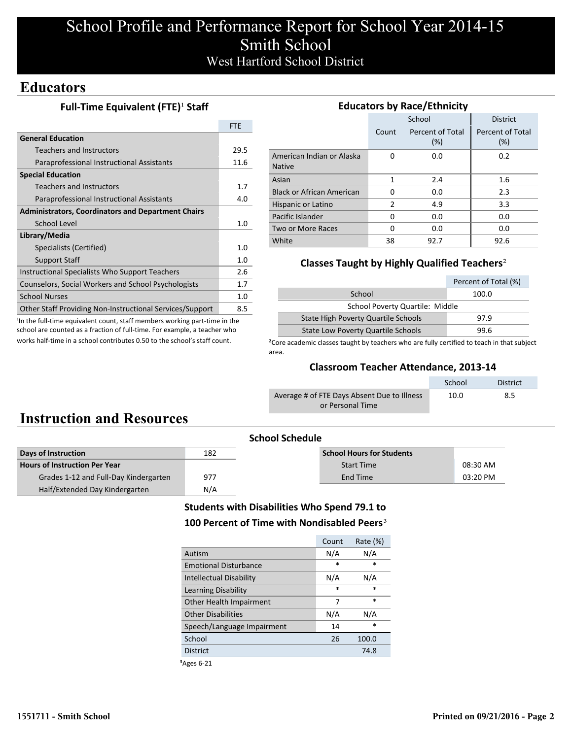# School Profile and Performance Report for School Year 2014-15
## Smith School
### West Hartford School District

## Educators

### Full-Time Equivalent (FTE)[1] Staff

| | FTE |
|---|---|
| **General Education** | |
| Teachers and Instructors | 29.5 |
| Paraprofessional Instructional Assistants | 11.6 |
| **Special Education** | |
| Teachers and Instructors | 1.7 |
| Paraprofessional Instructional Assistants | 4.0 |
| **Administrators, Coordinators and Department Chairs** | |
| School Level | 1.0 |
| **Library/Media** | |
| Specialists (Certified) | 1.0 |
| Support Staff | 1.0 |
| Instructional Specialists Who Support Teachers | 2.6 |
| Counselors, Social Workers and School Psychologists | 1.7 |
| School Nurses | 1.0 |
| Other Staff Providing Non-Instructional Services/Support | 8.5 |

[1]In the full-time equivalent count, staff members working part-time in the school are counted as a fraction of full-time. For example, a teacher who works half-time in a school contributes 0.50 to the school's staff count.

### Educators by Race/Ethnicity

| | School | | District |
|---|---|---|---|
| | Count | Percent of Total (%) | Percent of Total (%) |
| American Indian or Alaska Native | 0 | 0.0 | 0.2 |
| Asian | 1 | 2.4 | 1.6 |
| Black or African American | 0 | 0.0 | 2.3 |
| Hispanic or Latino | 2 | 4.9 | 3.3 |
| Pacific Islander | 0 | 0.0 | 0.0 |
| Two or More Races | 0 | 0.0 | 0.0 |
| White | 38 | 92.7 | 92.6 |

### Classes Taught by Highly Qualified Teachers[2]

| | Percent of Total (%) |
|---|---|
| School | 100.0 |
| School Poverty Quartile: Middle | |
| State High Poverty Quartile Schools | 97.9 |
| State Low Poverty Quartile Schools | 99.6 |

[2]Core academic classes taught by teachers who are fully certified to teach in that subject area.

### Classroom Teacher Attendance, 2013-14

| | School | District |
|---|---|---|
| Average # of FTE Days Absent Due to Illness or Personal Time | 10.0 | 8.5 |

## Instruction and Resources

### School Schedule

| Days of Instruction | 182 |
|---|---|
| **Hours of Instruction Per Year** | |
| Grades 1-12 and Full-Day Kindergarten | 977 |
| Half/Extended Day Kindergarten | N/A |

| School Hours for Students | |
|---|---|
| Start Time | 08:30 AM |
| End Time | 03:20 PM |

### Students with Disabilities Who Spend 79.1 to 100 Percent of Time with Nondisabled Peers[3]

| | Count | Rate (%) |
|---|---|---|
| Autism | N/A | N/A |
| Emotional Disturbance | * | * |
| Intellectual Disability | N/A | N/A |
| Learning Disability | * | * |
| Other Health Impairment | 7 | * |
| Other Disabilities | N/A | N/A |
| Speech/Language Impairment | 14 | * |
| School | 26 | 100.0 |
| District | | 74.8 |

[3]Ages 6-21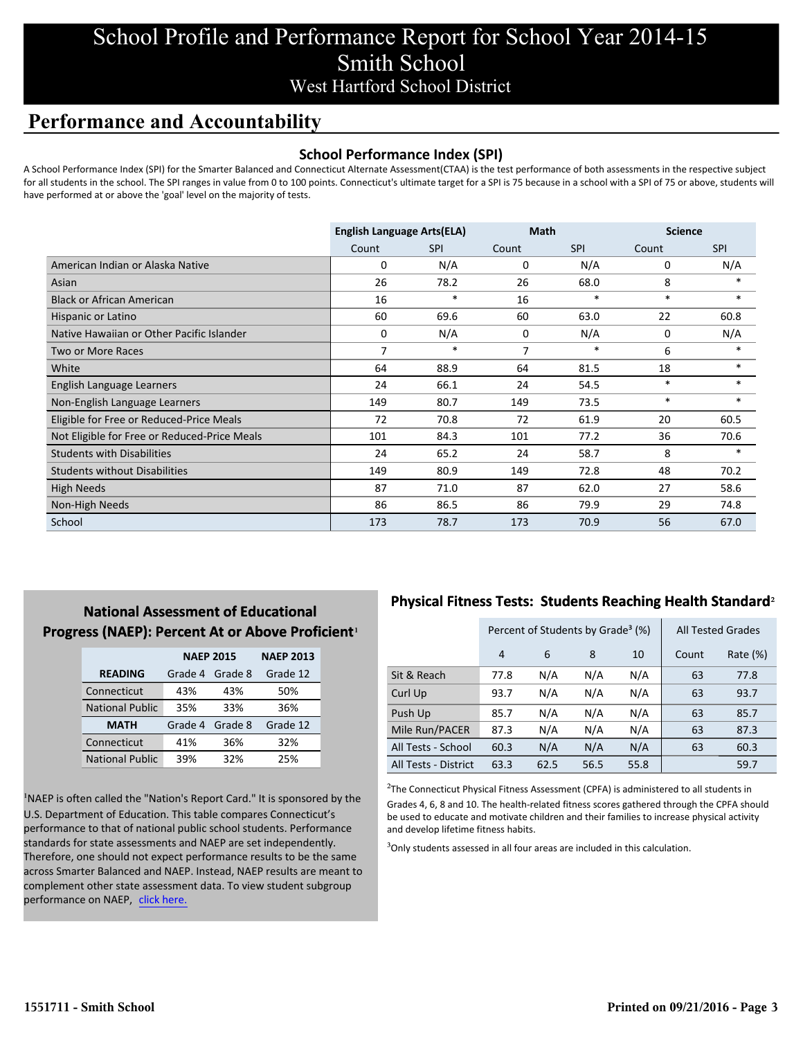# School Profile and Performance Report for School Year 2014-15
## Smith School
### West Hartford School District

## Performance and Accountability

### School Performance Index (SPI)

A School Performance Index (SPI) for the Smarter Balanced and Connecticut Alternate Assessment(CTAA) is the test performance of both assessments in the respective subject for all students in the school. The SPI ranges in value from 0 to 100 points. Connecticut's ultimate target for a SPI is 75 because in a school with a SPI of 75 or above, students will have performed at or above the 'goal' level on the majority of tests.

| | English Language Arts(ELA) | | Math | | Science | |
|---|---|---|---|---|---|---|
| | Count | SPI | Count | SPI | Count | SPI |
| American Indian or Alaska Native | 0 | N/A | 0 | N/A | 0 | N/A |
| Asian | 26 | 78.2 | 26 | 68.0 | 8 | * |
| Black or African American | 16 | * | 16 | * | * | * |
| Hispanic or Latino | 60 | 69.6 | 60 | 63.0 | 22 | 60.8 |
| Native Hawaiian or Other Pacific Islander | 0 | N/A | 0 | N/A | 0 | N/A |
| Two or More Races | 7 | * | 7 | * | 6 | * |
| White | 64 | 88.9 | 64 | 81.5 | 18 | * |
| English Language Learners | 24 | 66.1 | 24 | 54.5 | * | * |
| Non-English Language Learners | 149 | 80.7 | 149 | 73.5 | * | * |
| Eligible for Free or Reduced-Price Meals | 72 | 70.8 | 72 | 61.9 | 20 | 60.5 |
| Not Eligible for Free or Reduced-Price Meals | 101 | 84.3 | 101 | 77.2 | 36 | 70.6 |
| Students with Disabilities | 24 | 65.2 | 24 | 58.7 | 8 | * |
| Students without Disabilities | 149 | 80.9 | 149 | 72.8 | 48 | 70.2 |
| High Needs | 87 | 71.0 | 87 | 62.0 | 27 | 58.6 |
| Non-High Needs | 86 | 86.5 | 86 | 79.9 | 29 | 74.8 |
| School | 173 | 78.7 | 173 | 70.9 | 56 | 67.0 |

### National Assessment of Educational Progress (NAEP): Percent At or Above Proficient[1]

| | NAEP 2015 | | NAEP 2013 |
|---|---|---|---|
| **READING** | Grade 4 | Grade 8 | Grade 12 |
| Connecticut | 43% | 43% | 50% |
| National Public | 35% | 33% | 36% |
| **MATH** | Grade 4 | Grade 8 | Grade 12 |
| Connecticut | 41% | 36% | 32% |
| National Public | 39% | 32% | 25% |

[1]NAEP is often called the "Nation's Report Card." It is sponsored by the U.S. Department of Education. This table compares Connecticut's performance to that of national public school students. Performance standards for state assessments and NAEP are set independently. Therefore, one should not expect performance results to be the same across Smarter Balanced and NAEP. Instead, NAEP results are meant to complement other state assessment data. To view student subgroup performance on NAEP, click here.

### Physical Fitness Tests: Students Reaching Health Standard[2]

| | Percent of Students by Grade[3] (%) | | | | All Tested Grades | |
|---|---|---|---|---|---|---|
| | 4 | 6 | 8 | 10 | Count | Rate (%) |
| Sit & Reach | 77.8 | N/A | N/A | N/A | 63 | 77.8 |
| Curl Up | 93.7 | N/A | N/A | N/A | 63 | 93.7 |
| Push Up | 85.7 | N/A | N/A | N/A | 63 | 85.7 |
| Mile Run/PACER | 87.3 | N/A | N/A | N/A | 63 | 87.3 |
| All Tests - School | 60.3 | N/A | N/A | N/A | 63 | 60.3 |
| All Tests - District | 63.3 | 62.5 | 56.5 | 55.8 | | 59.7 |

[2]The Connecticut Physical Fitness Assessment (CPFA) is administered to all students in Grades 4, 6, 8 and 10. The health-related fitness scores gathered through the CPFA should be used to educate and motivate children and their families to increase physical activity and develop lifetime fitness habits.

[3]Only students assessed in all four areas are included in this calculation.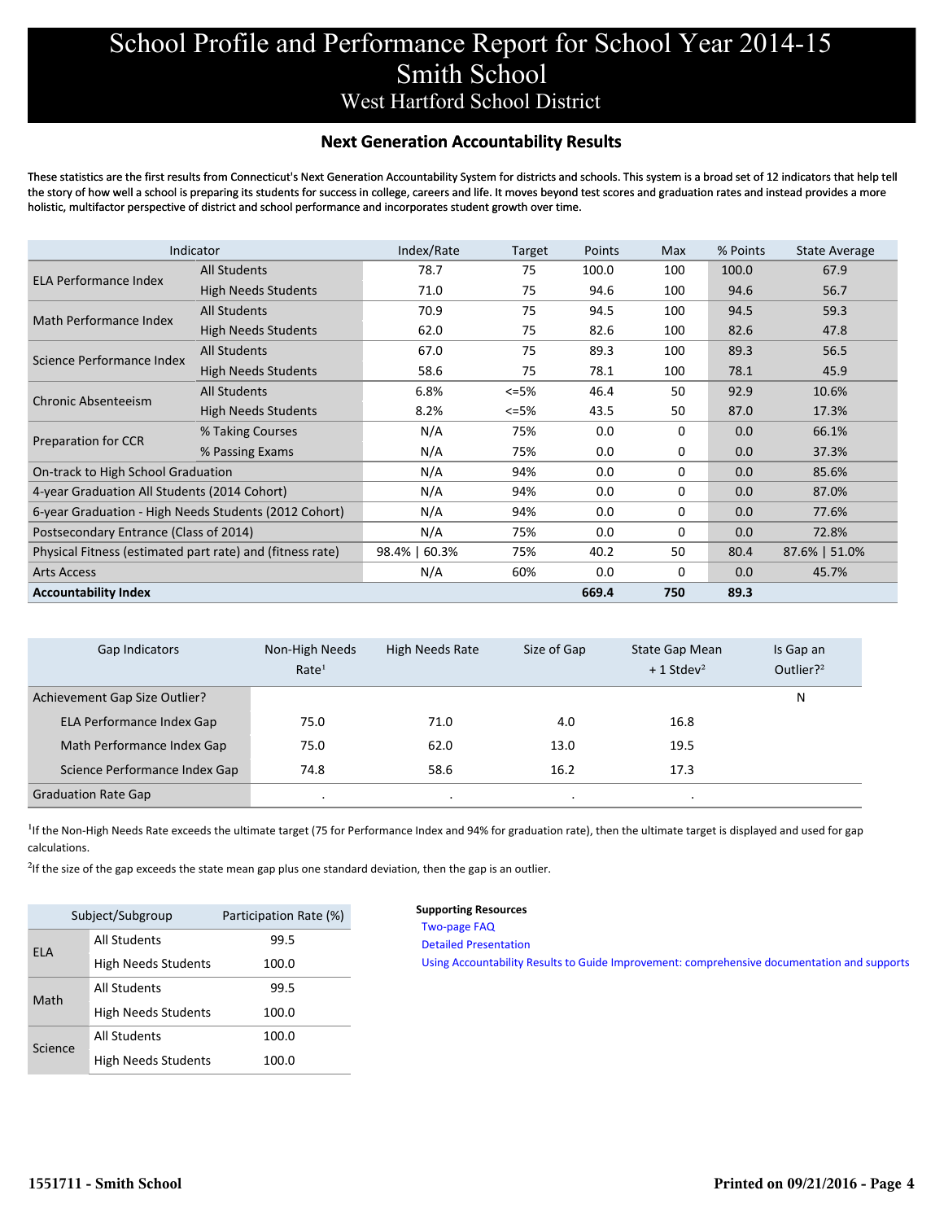# School Profile and Performance Report for School Year 2014-15
# Smith School
## West Hartford School District

### Next Generation Accountability Results

**These statistics are the first results from Connecticut's Next Generation Accountability System for districts and schools. This system is a broad set of 12 indicators that help tell the story of how well a school is preparing its students for success in college, careers and life. It moves beyond test scores and graduation rates and instead provides a more holistic, multifactor perspective of district and school performance and incorporates student growth over time.**

| Indicator | | Index/Rate | Target | Points | Max | % Points | State Average |
|---|---|---|---|---|---|---|---|
| ELA Performance Index | All Students | 78.7 | 75 | 100.0 | 100 | 100.0 | 67.9 |
| | High Needs Students | 71.0 | 75 | 94.6 | 100 | 94.6 | 56.7 |
| Math Performance Index | All Students | 70.9 | 75 | 94.5 | 100 | 94.5 | 59.3 |
| | High Needs Students | 62.0 | 75 | 82.6 | 100 | 82.6 | 47.8 |
| Science Performance Index | All Students | 67.0 | 75 | 89.3 | 100 | 89.3 | 56.5 |
| | High Needs Students | 58.6 | 75 | 78.1 | 100 | 78.1 | 45.9 |
| Chronic Absenteeism | All Students | 6.8% | <=5% | 46.4 | 50 | 92.9 | 10.6% |
| | High Needs Students | 8.2% | <=5% | 43.5 | 50 | 87.0 | 17.3% |
| Preparation for CCR | % Taking Courses | N/A | 75% | 0.0 | 0 | 0.0 | 66.1% |
| | % Passing Exams | N/A | 75% | 0.0 | 0 | 0.0 | 37.3% |
| On-track to High School Graduation | | N/A | 94% | 0.0 | 0 | 0.0 | 85.6% |
| 4-year Graduation All Students (2014 Cohort) | | N/A | 94% | 0.0 | 0 | 0.0 | 87.0% |
| 6-year Graduation - High Needs Students (2012 Cohort) | | N/A | 94% | 0.0 | 0 | 0.0 | 77.6% |
| Postsecondary Entrance (Class of 2014) | | N/A | 75% | 0.0 | 0 | 0.0 | 72.8% |
| Physical Fitness (estimated part rate) and (fitness rate) | | 98.4% \| 60.3% | 75% | 40.2 | 50 | 80.4 | 87.6% \| 51.0% |
| Arts Access | | N/A | 60% | 0.0 | 0 | 0.0 | 45.7% |
| **Accountability Index** | | | | **669.4** | **750** | **89.3** | |

| Gap Indicators | Non-High Needs Rate[1] | High Needs Rate | Size of Gap | State Gap Mean + 1 Stdev[2] | Is Gap an Outlier?[2] |
|---|---|---|---|---|---|
| Achievement Gap Size Outlier? | | | | | N |
| ELA Performance Index Gap | 75.0 | 71.0 | 4.0 | 16.8 | |
| Math Performance Index Gap | 75.0 | 62.0 | 13.0 | 19.5 | |
| Science Performance Index Gap | 74.8 | 58.6 | 16.2 | 17.3 | |
| Graduation Rate Gap | . | . | . | . | |

[1]If the Non-High Needs Rate exceeds the ultimate target (75 for Performance Index and 94% for graduation rate), then the ultimate target is displayed and used for gap calculations.

[2]If the size of the gap exceeds the state mean gap plus one standard deviation, then the gap is an outlier.

| Subject/Subgroup | | Participation Rate (%) |
|---|---|---|
| ELA | All Students | 99.5 |
| | High Needs Students | 100.0 |
| Math | All Students | 99.5 |
| | High Needs Students | 100.0 |
| Science | All Students | 100.0 |
| | High Needs Students | 100.0 |

**Supporting Resources**

- Two-page FAQ
- Detailed Presentation
- Using Accountability Results to Guide Improvement: comprehensive documentation and supports